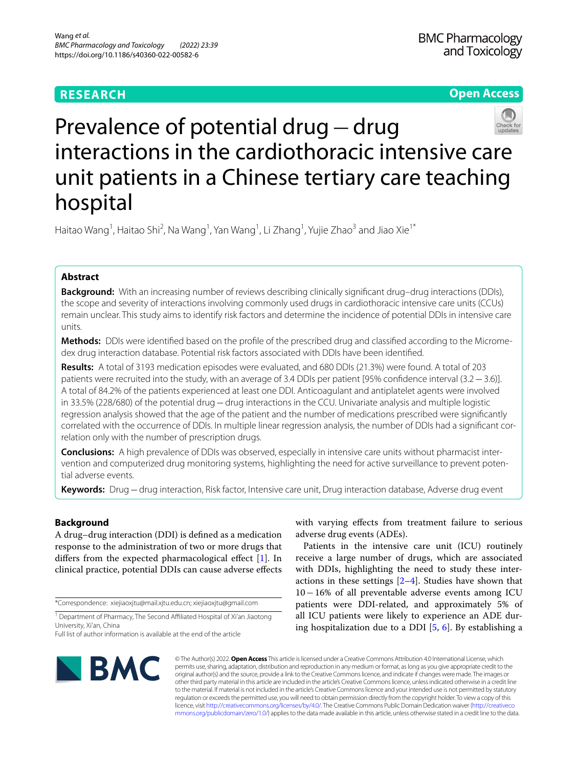RESEARCH

Open Access

# Prevalence of potential drug – drug interactions in the cardiothoracic intensive care unit patients in a Chinese tertiary care teaching hospital

Haitao Wang[1], Haitao Shi[2], Na Wang[1], Yan Wang[1], Li Zhang[1], Yujie Zhao[3] and Jiao Xie[1*]

## Abstract

**Background:** With an increasing number of reviews describing clinically significant drug–drug interactions (DDIs), the scope and severity of interactions involving commonly used drugs in cardiothoracic intensive care units (CCUs) remain unclear. This study aims to identify risk factors and determine the incidence of potential DDIs in intensive care units.

**Methods:** DDIs were identified based on the profile of the prescribed drug and classified according to the Micromedex drug interaction database. Potential risk factors associated with DDIs have been identified.

**Results:** A total of 3193 medication episodes were evaluated, and 680 DDIs (21.3%) were found. A total of 203 patients were recruited into the study, with an average of 3.4 DDIs per patient [95% confidence interval (3.2 – 3.6)]. A total of 84.2% of the patients experienced at least one DDI. Anticoagulant and antiplatelet agents were involved in 33.5% (228/680) of the potential drug – drug interactions in the CCU. Univariate analysis and multiple logistic regression analysis showed that the age of the patient and the number of medications prescribed were significantly correlated with the occurrence of DDIs. In multiple linear regression analysis, the number of DDIs had a significant correlation only with the number of prescription drugs.

**Conclusions:** A high prevalence of DDIs was observed, especially in intensive care units without pharmacist intervention and computerized drug monitoring systems, highlighting the need for active surveillance to prevent potential adverse events.

**Keywords:** Drug – drug interaction, Risk factor, Intensive care unit, Drug interaction database, Adverse drug event

## Background

A drug–drug interaction (DDI) is defined as a medication response to the administration of two or more drugs that differs from the expected pharmacological effect [1]. In clinical practice, potential DDIs can cause adverse effects with varying effects from treatment failure to serious adverse drug events (ADEs).

Patients in the intensive care unit (ICU) routinely receive a large number of drugs, which are associated with DDIs, highlighting the need to study these interactions in these settings [2–4]. Studies have shown that 10 – 16% of all preventable adverse events among ICU patients were DDI-related, and approximately 5% of all ICU patients were likely to experience an ADE during hospitalization due to a DDI [5, 6]. By establishing a

*Correspondence: xiejiaoxjtu@mail.xjtu.edu.cn; xiejiaoxjtu@gmail.com

[1] Department of Pharmacy, The Second Affiliated Hospital of Xi'an Jiaotong University, Xi'an, China

Full list of author information is available at the end of the article

© The Author(s) 2022. **Open Access** This article is licensed under a Creative Commons Attribution 4.0 International License, which permits use, sharing, adaptation, distribution and reproduction in any medium or format, as long as you give appropriate credit to the original author(s) and the source, provide a link to the Creative Commons licence, and indicate if changes were made. The images or other third party material in this article are included in the article's Creative Commons licence, unless indicated otherwise in a credit line to the material. If material is not included in the article's Creative Commons licence and your intended use is not permitted by statutory regulation or exceeds the permitted use, you will need to obtain permission directly from the copyright holder. To view a copy of this licence, visit http://creativecommons.org/licenses/by/4.0/. The Creative Commons Public Domain Dedication waiver (http://creativecommons.org/publicdomain/zero/1.0/) applies to the data made available in this article, unless otherwise stated in a credit line to the data.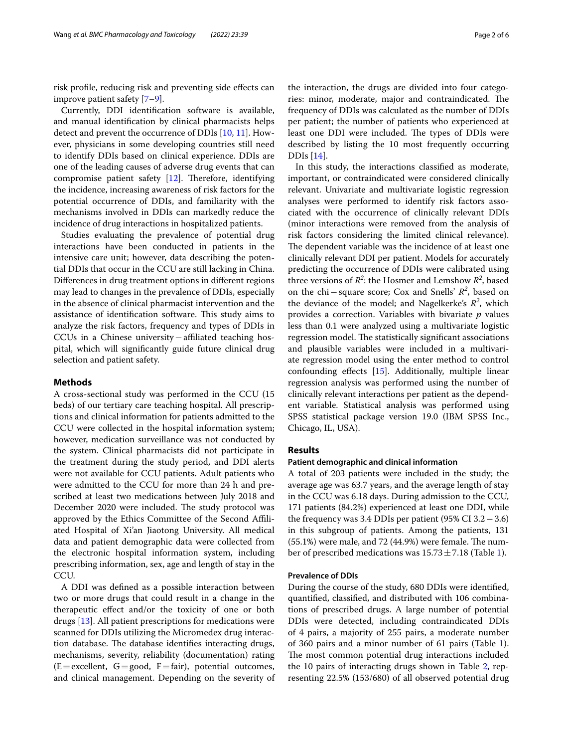risk profile, reducing risk and preventing side effects can improve patient safety [7–9].

Currently, DDI identification software is available, and manual identification by clinical pharmacists helps detect and prevent the occurrence of DDIs [10, 11]. However, physicians in some developing countries still need to identify DDIs based on clinical experience. DDIs are one of the leading causes of adverse drug events that can compromise patient safety [12]. Therefore, identifying the incidence, increasing awareness of risk factors for the potential occurrence of DDIs, and familiarity with the mechanisms involved in DDIs can markedly reduce the incidence of drug interactions in hospitalized patients.

Studies evaluating the prevalence of potential drug interactions have been conducted in patients in the intensive care unit; however, data describing the potential DDIs that occur in the CCU are still lacking in China. Differences in drug treatment options in different regions may lead to changes in the prevalence of DDIs, especially in the absence of clinical pharmacist intervention and the assistance of identification software. This study aims to analyze the risk factors, frequency and types of DDIs in CCUs in a Chinese university−affiliated teaching hospital, which will significantly guide future clinical drug selection and patient safety.

## Methods

A cross-sectional study was performed in the CCU (15 beds) of our tertiary care teaching hospital. All prescriptions and clinical information for patients admitted to the CCU were collected in the hospital information system; however, medication surveillance was not conducted by the system. Clinical pharmacists did not participate in the treatment during the study period, and DDI alerts were not available for CCU patients. Adult patients who were admitted to the CCU for more than 24 h and prescribed at least two medications between July 2018 and December 2020 were included. The study protocol was approved by the Ethics Committee of the Second Affiliated Hospital of Xi'an Jiaotong University. All medical data and patient demographic data were collected from the electronic hospital information system, including prescribing information, sex, age and length of stay in the CCU.

A DDI was defined as a possible interaction between two or more drugs that could result in a change in the therapeutic effect and/or the toxicity of one or both drugs [13]. All patient prescriptions for medications were scanned for DDIs utilizing the Micromedex drug interaction database. The database identifies interacting drugs, mechanisms, severity, reliability (documentation) rating (E = excellent, G = good, F = fair), potential outcomes, and clinical management. Depending on the severity of the interaction, the drugs are divided into four categories: minor, moderate, major and contraindicated. The frequency of DDIs was calculated as the number of DDIs per patient; the number of patients who experienced at least one DDI were included. The types of DDIs were described by listing the 10 most frequently occurring DDIs [14].

In this study, the interactions classified as moderate, important, or contraindicated were considered clinically relevant. Univariate and multivariate logistic regression analyses were performed to identify risk factors associated with the occurrence of clinically relevant DDIs (minor interactions were removed from the analysis of risk factors considering the limited clinical relevance). The dependent variable was the incidence of at least one clinically relevant DDI per patient. Models for accurately predicting the occurrence of DDIs were calibrated using three versions of $R^2$: the Hosmer and Lemshow $R^2$, based on the chi−square score; Cox and Snells' $R^2$, based on the deviance of the model; and Nagelkerke's $R^2$, which provides a correction. Variables with bivariate $p$ values less than 0.1 were analyzed using a multivariate logistic regression model. The statistically significant associations and plausible variables were included in a multivariate regression model using the enter method to control confounding effects [15]. Additionally, multiple linear regression analysis was performed using the number of clinically relevant interactions per patient as the dependent variable. Statistical analysis was performed using SPSS statistical package version 19.0 (IBM SPSS Inc., Chicago, IL, USA).

## Results

### Patient demographic and clinical information

A total of 203 patients were included in the study; the average age was 63.7 years, and the average length of stay in the CCU was 6.18 days. During admission to the CCU, 171 patients (84.2%) experienced at least one DDI, while the frequency was 3.4 DDIs per patient (95% CI 3.2 − 3.6) in this subgroup of patients. Among the patients, 131 (55.1%) were male, and 72 (44.9%) were female. The number of prescribed medications was $15.73 \pm 7.18$ (Table 1).

### Prevalence of DDIs

During the course of the study, 680 DDIs were identified, quantified, classified, and distributed with 106 combinations of prescribed drugs. A large number of potential DDIs were detected, including contraindicated DDIs of 4 pairs, a majority of 255 pairs, a moderate number of 360 pairs and a minor number of 61 pairs (Table 1). The most common potential drug interactions included the 10 pairs of interacting drugs shown in Table 2, representing 22.5% (153/680) of all observed potential drug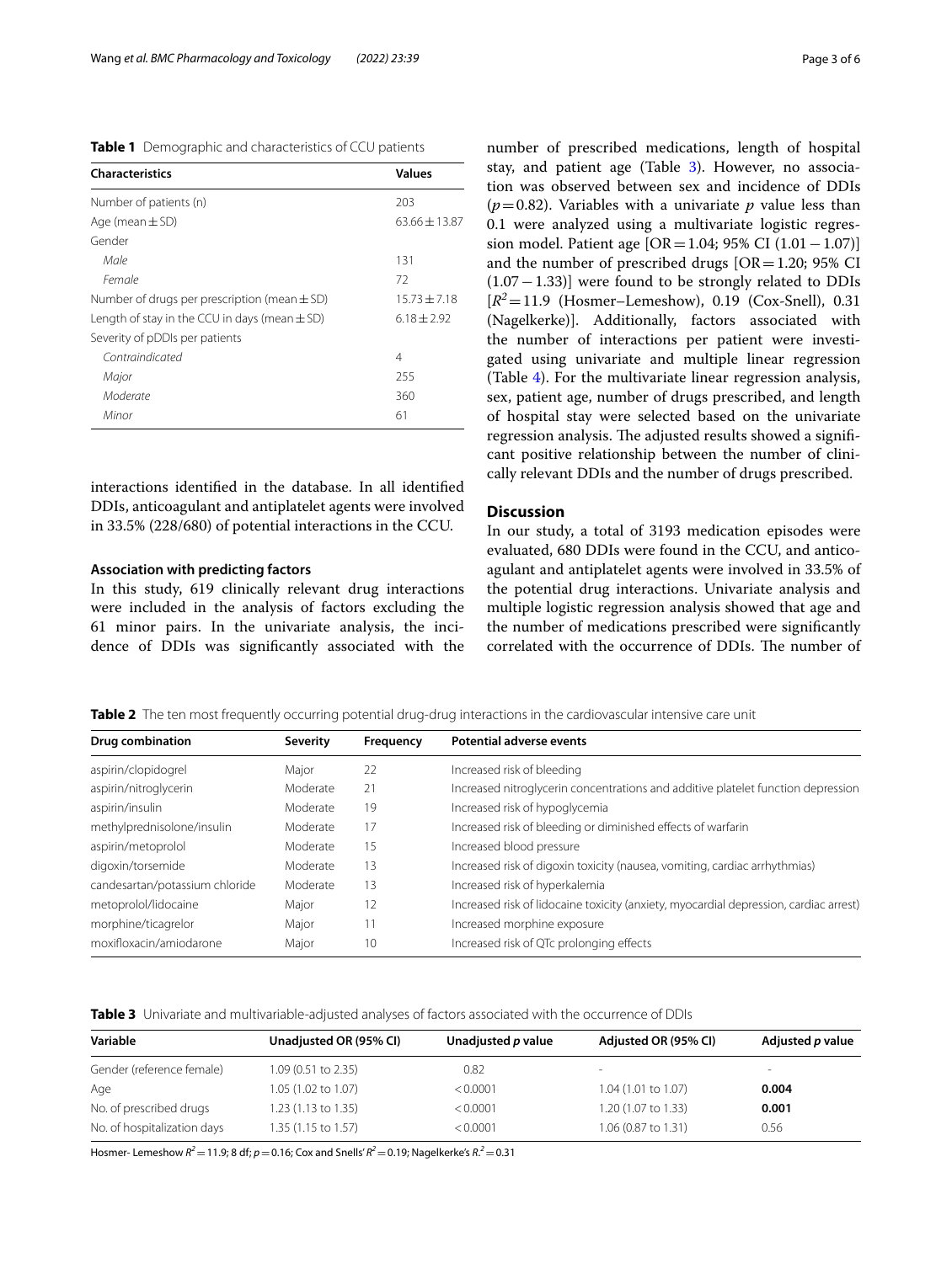**Table 1** Demographic and characteristics of CCU patients

| Characteristics | Values |
|---|---|
| Number of patients (n) | 203 |
| Age (mean ± SD) | 63.66 ± 13.87 |
| Gender | |
| *Male* | 131 |
| *Female* | 72 |
| Number of drugs per prescription (mean ± SD) | 15.73 ± 7.18 |
| Length of stay in the CCU in days (mean ± SD) | 6.18 ± 2.92 |
| Severity of pDDIs per patients | |
| *Contraindicated* | 4 |
| *Major* | 255 |
| *Moderate* | 360 |
| *Minor* | 61 |

interactions identified in the database. In all identified DDIs, anticoagulant and antiplatelet agents were involved in 33.5% (228/680) of potential interactions in the CCU.

### Association with predicting factors

In this study, 619 clinically relevant drug interactions were included in the analysis of factors excluding the 61 minor pairs. In the univariate analysis, the incidence of DDIs was significantly associated with the number of prescribed medications, length of hospital stay, and patient age (Table 3). However, no association was observed between sex and incidence of DDIs ($p = 0.82$). Variables with a univariate $p$ value less than 0.1 were analyzed using a multivariate logistic regression model. Patient age [OR = 1.04; 95% CI (1.01 − 1.07)] and the number of prescribed drugs [OR = 1.20; 95% CI (1.07 − 1.33)] were found to be strongly related to DDIs [$R^2 = 11.9$ (Hosmer–Lemeshow), 0.19 (Cox-Snell), 0.31 (Nagelkerke)]. Additionally, factors associated with the number of interactions per patient were investigated using univariate and multiple linear regression (Table 4). For the multivariate linear regression analysis, sex, patient age, number of drugs prescribed, and length of hospital stay were selected based on the univariate regression analysis. The adjusted results showed a significant positive relationship between the number of clinically relevant DDIs and the number of drugs prescribed.

## Discussion

In our study, a total of 3193 medication episodes were evaluated, 680 DDIs were found in the CCU, and anticoagulant and antiplatelet agents were involved in 33.5% of the potential drug interactions. Univariate analysis and multiple logistic regression analysis showed that age and the number of medications prescribed were significantly correlated with the occurrence of DDIs. The number of

**Table 2** The ten most frequently occurring potential drug-drug interactions in the cardiovascular intensive care unit

| Drug combination | Severity | Frequency | Potential adverse events |
|---|---|---|---|
| aspirin/clopidogrel | Major | 22 | Increased risk of bleeding |
| aspirin/nitroglycerin | Moderate | 21 | Increased nitroglycerin concentrations and additive platelet function depression |
| aspirin/insulin | Moderate | 19 | Increased risk of hypoglycemia |
| methylprednisolone/insulin | Moderate | 17 | Increased risk of bleeding or diminished effects of warfarin |
| aspirin/metoprolol | Moderate | 15 | Increased blood pressure |
| digoxin/torsemide | Moderate | 13 | Increased risk of digoxin toxicity (nausea, vomiting, cardiac arrhythmias) |
| candesartan/potassium chloride | Moderate | 13 | Increased risk of hyperkalemia |
| metoprolol/lidocaine | Major | 12 | Increased risk of lidocaine toxicity (anxiety, myocardial depression, cardiac arrest) |
| morphine/ticagrelor | Major | 11 | Increased morphine exposure |
| moxifloxacin/amiodarone | Major | 10 | Increased risk of QTc prolonging effects |

**Table 3** Univariate and multivariable-adjusted analyses of factors associated with the occurrence of DDIs

| Variable | Unadjusted OR (95% CI) | Unadjusted *p* value | Adjusted OR (95% CI) | Adjusted *p* value |
|---|---|---|---|---|
| Gender (reference female) | 1.09 (0.51 to 2.35) | 0.82 | - | - |
| Age | 1.05 (1.02 to 1.07) | < 0.0001 | 1.04 (1.01 to 1.07) | **0.004** |
| No. of prescribed drugs | 1.23 (1.13 to 1.35) | < 0.0001 | 1.20 (1.07 to 1.33) | **0.001** |
| No. of hospitalization days | 1.35 (1.15 to 1.57) | < 0.0001 | 1.06 (0.87 to 1.31) | 0.56 |

Hosmer- Lemeshow $R^2 = 11.9$; 8 df; $p = 0.16$; Cox and Snells' $R^2 = 0.19$; Nagelkerke's $R^2 = 0.31$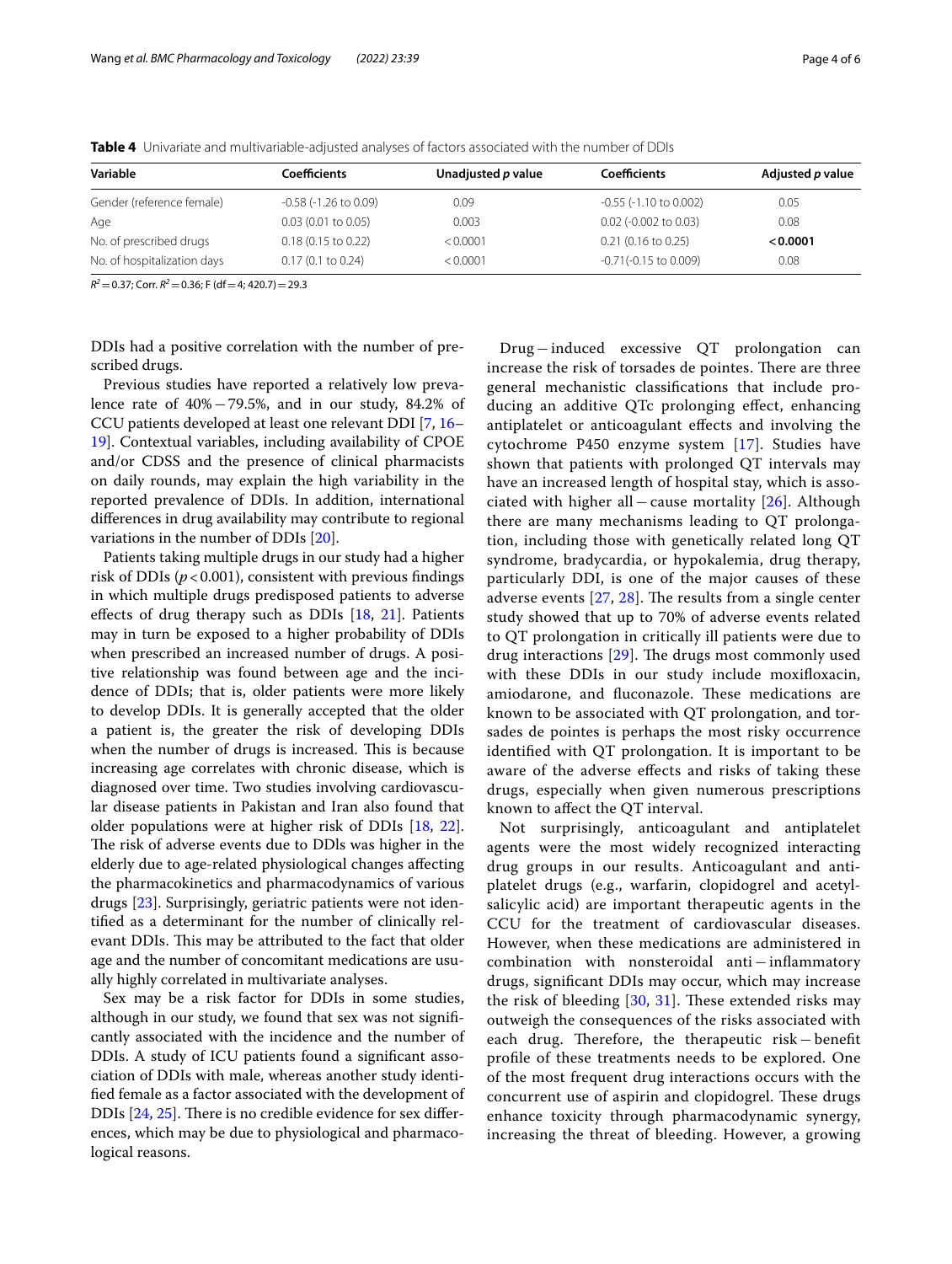**Table 4** Univariate and multivariable-adjusted analyses of factors associated with the number of DDIs

| Variable | Coefficients | Unadjusted *p* value | Coefficients | Adjusted *p* value |
|---|---|---|---|---|
| Gender (reference female) | -0.58 (-1.26 to 0.09) | 0.09 | -0.55 (-1.10 to 0.002) | 0.05 |
| Age | 0.03 (0.01 to 0.05) | 0.003 | 0.02 (-0.002 to 0.03) | 0.08 |
| No. of prescribed drugs | 0.18 (0.15 to 0.22) | < 0.0001 | 0.21 (0.16 to 0.25) | **< 0.0001** |
| No. of hospitalization days | 0.17 (0.1 to 0.24) | < 0.0001 | -0.71(-0.15 to 0.009) | 0.08 |

$R^2 = 0.37$; Corr. $R^2 = 0.36$; F (df = 4; 420.7) = 29.3

DDIs had a positive correlation with the number of prescribed drugs.

Previous studies have reported a relatively low prevalence rate of 40% − 79.5%, and in our study, 84.2% of CCU patients developed at least one relevant DDI [7, 16–19]. Contextual variables, including availability of CPOE and/or CDSS and the presence of clinical pharmacists on daily rounds, may explain the high variability in the reported prevalence of DDIs. In addition, international differences in drug availability may contribute to regional variations in the number of DDIs [20].

Patients taking multiple drugs in our study had a higher risk of DDIs ($p < 0.001$), consistent with previous findings in which multiple drugs predisposed patients to adverse effects of drug therapy such as DDIs [18, 21]. Patients may in turn be exposed to a higher probability of DDIs when prescribed an increased number of drugs. A positive relationship was found between age and the incidence of DDIs; that is, older patients were more likely to develop DDIs. It is generally accepted that the older a patient is, the greater the risk of developing DDIs when the number of drugs is increased. This is because increasing age correlates with chronic disease, which is diagnosed over time. Two studies involving cardiovascular disease patients in Pakistan and Iran also found that older populations were at higher risk of DDIs [18, 22]. The risk of adverse events due to DDls was higher in the elderly due to age-related physiological changes affecting the pharmacokinetics and pharmacodynamics of various drugs [23]. Surprisingly, geriatric patients were not identified as a determinant for the number of clinically relevant DDIs. This may be attributed to the fact that older age and the number of concomitant medications are usually highly correlated in multivariate analyses.

Sex may be a risk factor for DDIs in some studies, although in our study, we found that sex was not significantly associated with the incidence and the number of DDIs. A study of ICU patients found a significant association of DDIs with male, whereas another study identified female as a factor associated with the development of DDIs [24, 25]. There is no credible evidence for sex differences, which may be due to physiological and pharmacological reasons.

Drug − induced excessive QT prolongation can increase the risk of torsades de pointes. There are three general mechanistic classifications that include producing an additive QTc prolonging effect, enhancing antiplatelet or anticoagulant effects and involving the cytochrome P450 enzyme system [17]. Studies have shown that patients with prolonged QT intervals may have an increased length of hospital stay, which is associated with higher all − cause mortality [26]. Although there are many mechanisms leading to QT prolongation, including those with genetically related long QT syndrome, bradycardia, or hypokalemia, drug therapy, particularly DDI, is one of the major causes of these adverse events [27, 28]. The results from a single center study showed that up to 70% of adverse events related to QT prolongation in critically ill patients were due to drug interactions [29]. The drugs most commonly used with these DDIs in our study include moxifloxacin, amiodarone, and fluconazole. These medications are known to be associated with QT prolongation, and torsades de pointes is perhaps the most risky occurrence identified with QT prolongation. It is important to be aware of the adverse effects and risks of taking these drugs, especially when given numerous prescriptions known to affect the QT interval.

Not surprisingly, anticoagulant and antiplatelet agents were the most widely recognized interacting drug groups in our results. Anticoagulant and antiplatelet drugs (e.g., warfarin, clopidogrel and acetylsalicylic acid) are important therapeutic agents in the CCU for the treatment of cardiovascular diseases. However, when these medications are administered in combination with nonsteroidal anti − inflammatory drugs, significant DDIs may occur, which may increase the risk of bleeding [30, 31]. These extended risks may outweigh the consequences of the risks associated with each drug. Therefore, the therapeutic risk − benefit profile of these treatments needs to be explored. One of the most frequent drug interactions occurs with the concurrent use of aspirin and clopidogrel. These drugs enhance toxicity through pharmacodynamic synergy, increasing the threat of bleeding. However, a growing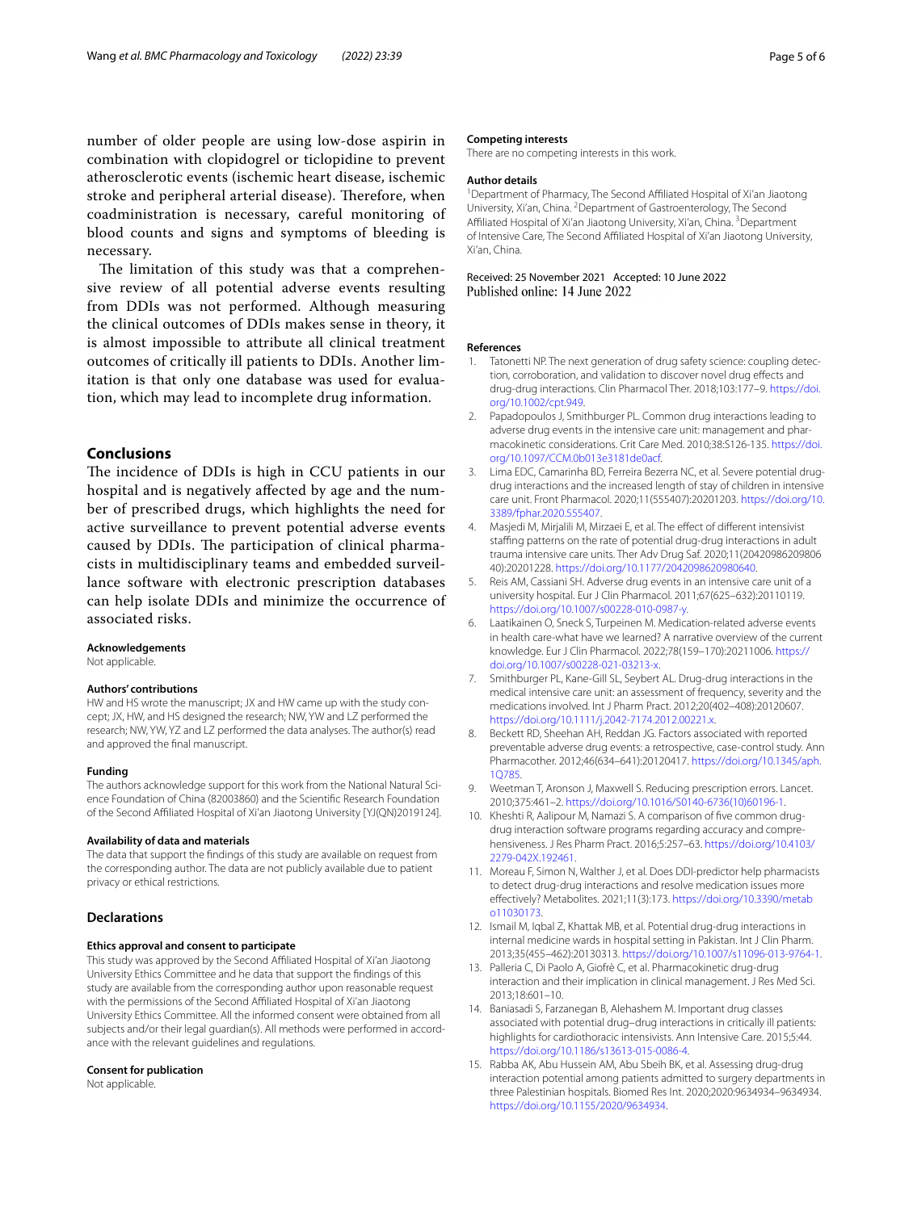number of older people are using low-dose aspirin in combination with clopidogrel or ticlopidine to prevent atherosclerotic events (ischemic heart disease, ischemic stroke and peripheral arterial disease). Therefore, when coadministration is necessary, careful monitoring of blood counts and signs and symptoms of bleeding is necessary.

The limitation of this study was that a comprehensive review of all potential adverse events resulting from DDIs was not performed. Although measuring the clinical outcomes of DDIs makes sense in theory, it is almost impossible to attribute all clinical treatment outcomes of critically ill patients to DDIs. Another limitation is that only one database was used for evaluation, which may lead to incomplete drug information.

## Conclusions

The incidence of DDIs is high in CCU patients in our hospital and is negatively affected by age and the number of prescribed drugs, which highlights the need for active surveillance to prevent potential adverse events caused by DDIs. The participation of clinical pharmacists in multidisciplinary teams and embedded surveillance software with electronic prescription databases can help isolate DDIs and minimize the occurrence of associated risks.

#### Acknowledgements

Not applicable.

#### Authors' contributions

HW and HS wrote the manuscript; JX and HW came up with the study concept; JX, HW, and HS designed the research; NW, YW and LZ performed the research; NW, YW, YZ and LZ performed the data analyses. The author(s) read and approved the final manuscript.

#### Funding

The authors acknowledge support for this work from the National Natural Science Foundation of China (82003860) and the Scientific Research Foundation of the Second Affiliated Hospital of Xi'an Jiaotong University [YJ(QN)2019124].

#### Availability of data and materials

The data that support the findings of this study are available on request from the corresponding author. The data are not publicly available due to patient privacy or ethical restrictions.

## Declarations

#### Ethics approval and consent to participate

This study was approved by the Second Affiliated Hospital of Xi'an Jiaotong University Ethics Committee and he data that support the findings of this study are available from the corresponding author upon reasonable request with the permissions of the Second Affiliated Hospital of Xi'an Jiaotong University Ethics Committee. All the informed consent were obtained from all subjects and/or their legal guardian(s). All methods were performed in accordance with the relevant guidelines and regulations.

#### Consent for publication

Not applicable.

#### Competing interests

There are no competing interests in this work.

#### Author details

[1]Department of Pharmacy, The Second Affiliated Hospital of Xi'an Jiaotong University, Xi'an, China. [2]Department of Gastroenterology, The Second Affiliated Hospital of Xi'an Jiaotong University, Xi'an, China. [3]Department of Intensive Care, The Second Affiliated Hospital of Xi'an Jiaotong University, Xi'an, China.

Received: 25 November 2021 Accepted: 10 June 2022
Published online: 14 June 2022

#### References

1. Tatonetti NP. The next generation of drug safety science: coupling detection, corroboration, and validation to discover novel drug effects and drug-drug interactions. Clin Pharmacol Ther. 2018;103:177–9. https://doi.org/10.1002/cpt.949.
2. Papadopoulos J, Smithburger PL. Common drug interactions leading to adverse drug events in the intensive care unit: management and pharmacokinetic considerations. Crit Care Med. 2010;38:S126-135. https://doi.org/10.1097/CCM.0b013e3181de0acf.
3. Lima EDC, Camarinha BD, Ferreira Bezerra NC, et al. Severe potential drug-drug interactions and the increased length of stay of children in intensive care unit. Front Pharmacol. 2020;11(555407):20201203. https://doi.org/10.3389/fphar.2020.555407.
4. Masjedi M, Mirjalili M, Mirzaei E, et al. The effect of different intensivist staffing patterns on the rate of potential drug-drug interactions in adult trauma intensive care units. Ther Adv Drug Saf. 2020;11(2042098620980640):20201228. https://doi.org/10.1177/2042098620980640.
5. Reis AM, Cassiani SH. Adverse drug events in an intensive care unit of a university hospital. Eur J Clin Pharmacol. 2011;67(625–632):20110119. https://doi.org/10.1007/s00228-010-0987-y.
6. Laatikainen O, Sneck S, Turpeinen M. Medication-related adverse events in health care-what have we learned? A narrative overview of the current knowledge. Eur J Clin Pharmacol. 2022;78(159–170):20211006. https://doi.org/10.1007/s00228-021-03213-x.
7. Smithburger PL, Kane-Gill SL, Seybert AL. Drug-drug interactions in the medical intensive care unit: an assessment of frequency, severity and the medications involved. Int J Pharm Pract. 2012;20(402–408):20120607. https://doi.org/10.1111/j.2042-7174.2012.00221.x.
8. Beckett RD, Sheehan AH, Reddan JG. Factors associated with reported preventable adverse drug events: a retrospective, case-control study. Ann Pharmacother. 2012;46(634–641):20120417. https://doi.org/10.1345/aph.1Q785.
9. Weetman T, Aronson J, Maxwell S. Reducing prescription errors. Lancet. 2010;375:461–2. https://doi.org/10.1016/S0140-6736(10)60196-1.
10. Kheshti R, Aalipour M, Namazi S. A comparison of five common drug-drug interaction software programs regarding accuracy and comprehensiveness. J Res Pharm Pract. 2016;5:257–63. https://doi.org/10.4103/2279-042X.192461.
11. Moreau F, Simon N, Walther J, et al. Does DDI-predictor help pharmacists to detect drug-drug interactions and resolve medication issues more effectively? Metabolites. 2021;11(3):173. https://doi.org/10.3390/metabo11030173.
12. Ismail M, Iqbal Z, Khattak MB, et al. Potential drug-drug interactions in internal medicine wards in hospital setting in Pakistan. Int J Clin Pharm. 2013;35(455–462):20130313. https://doi.org/10.1007/s11096-013-9764-1.
13. Palleria C, Di Paolo A, Giofrè C, et al. Pharmacokinetic drug-drug interaction and their implication in clinical management. J Res Med Sci. 2013;18:601–10.
14. Baniasadi S, Farzanegan B, Alehashem M. Important drug classes associated with potential drug–drug interactions in critically ill patients: highlights for cardiothoracic intensivists. Ann Intensive Care. 2015;5:44. https://doi.org/10.1186/s13613-015-0086-4.
15. Rabba AK, Abu Hussein AM, Abu Sbeih BK, et al. Assessing drug-drug interaction potential among patients admitted to surgery departments in three Palestinian hospitals. Biomed Res Int. 2020;2020:9634934–9634934. https://doi.org/10.1155/2020/9634934.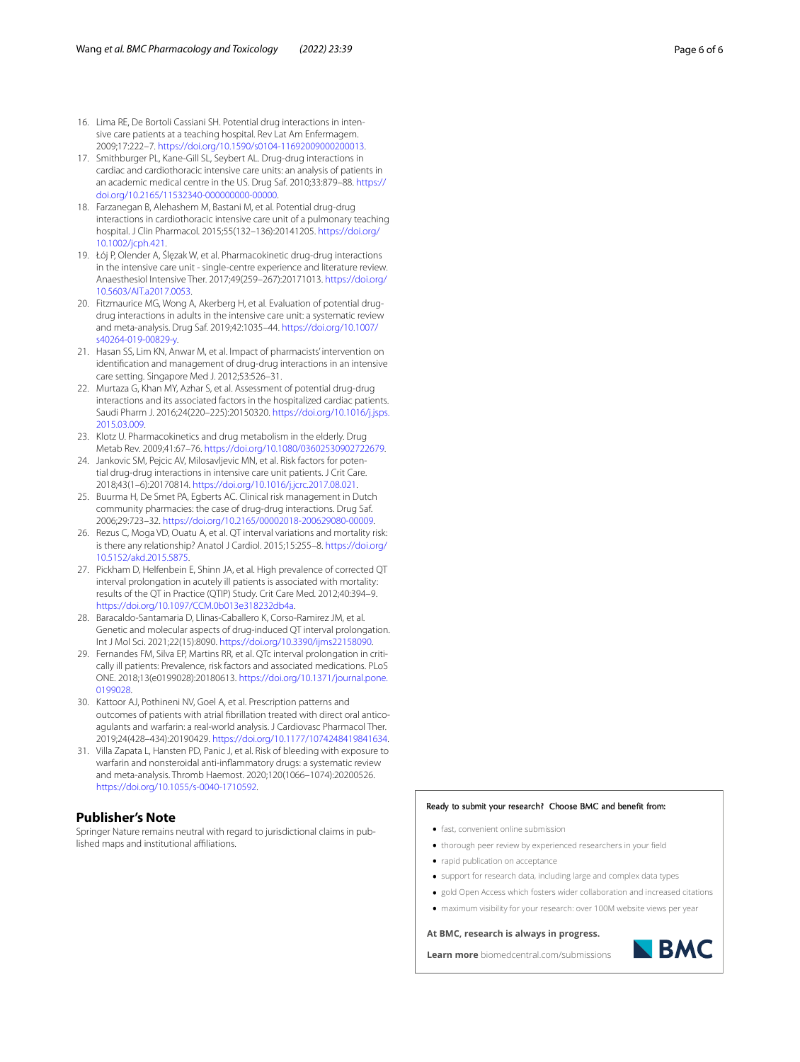16. Lima RE, De Bortoli Cassiani SH. Potential drug interactions in intensive care patients at a teaching hospital. Rev Lat Am Enfermagem. 2009;17:222–7. https://doi.org/10.1590/s0104-11692009000200013.
17. Smithburger PL, Kane-Gill SL, Seybert AL. Drug-drug interactions in cardiac and cardiothoracic intensive care units: an analysis of patients in an academic medical centre in the US. Drug Saf. 2010;33:879–88. https://doi.org/10.2165/11532340-000000000-00000.
18. Farzanegan B, Alehashem M, Bastani M, et al. Potential drug-drug interactions in cardiothoracic intensive care unit of a pulmonary teaching hospital. J Clin Pharmacol. 2015;55(132–136):20141205. https://doi.org/10.1002/jcph.421.
19. Łój P, Olender A, Ślęzak W, et al. Pharmacokinetic drug-drug interactions in the intensive care unit - single-centre experience and literature review. Anaesthesiol Intensive Ther. 2017;49(259–267):20171013. https://doi.org/10.5603/AIT.a2017.0053.
20. Fitzmaurice MG, Wong A, Akerberg H, et al. Evaluation of potential drug-drug interactions in adults in the intensive care unit: a systematic review and meta-analysis. Drug Saf. 2019;42:1035–44. https://doi.org/10.1007/s40264-019-00829-y.
21. Hasan SS, Lim KN, Anwar M, et al. Impact of pharmacists' intervention on identification and management of drug-drug interactions in an intensive care setting. Singapore Med J. 2012;53:526–31.
22. Murtaza G, Khan MY, Azhar S, et al. Assessment of potential drug-drug interactions and its associated factors in the hospitalized cardiac patients. Saudi Pharm J. 2016;24(220–225):20150320. https://doi.org/10.1016/j.jsps.2015.03.009.
23. Klotz U. Pharmacokinetics and drug metabolism in the elderly. Drug Metab Rev. 2009;41:67–76. https://doi.org/10.1080/03602530902722679.
24. Jankovic SM, Pejcic AV, Milosavljevic MN, et al. Risk factors for potential drug-drug interactions in intensive care unit patients. J Crit Care. 2018;43(1–6):20170814. https://doi.org/10.1016/j.jcrc.2017.08.021.
25. Buurma H, De Smet PA, Egberts AC. Clinical risk management in Dutch community pharmacies: the case of drug-drug interactions. Drug Saf. 2006;29:723–32. https://doi.org/10.2165/00002018-200629080-00009.
26. Rezus C, Moga VD, Ouatu A, et al. QT interval variations and mortality risk: is there any relationship? Anatol J Cardiol. 2015;15:255–8. https://doi.org/10.5152/akd.2015.5875.
27. Pickham D, Helfenbein E, Shinn JA, et al. High prevalence of corrected QT interval prolongation in acutely ill patients is associated with mortality: results of the QT in Practice (QTIP) Study. Crit Care Med. 2012;40:394–9. https://doi.org/10.1097/CCM.0b013e318232db4a.
28. Baracaldo-Santamaria D, Llinas-Caballero K, Corso-Ramirez JM, et al. Genetic and molecular aspects of drug-induced QT interval prolongation. Int J Mol Sci. 2021;22(15):8090. https://doi.org/10.3390/ijms22158090.
29. Fernandes FM, Silva EP, Martins RR, et al. QTc interval prolongation in critically ill patients: Prevalence, risk factors and associated medications. PLoS ONE. 2018;13(e0199028):20180613. https://doi.org/10.1371/journal.pone.0199028.
30. Kattoor AJ, Pothineni NV, Goel A, et al. Prescription patterns and outcomes of patients with atrial fibrillation treated with direct oral anticoagulants and warfarin: a real-world analysis. J Cardiovasc Pharmacol Ther. 2019;24(428–434):20190429. https://doi.org/10.1177/1074248419841634.
31. Villa Zapata L, Hansten PD, Panic J, et al. Risk of bleeding with exposure to warfarin and nonsteroidal anti-inflammatory drugs: a systematic review and meta-analysis. Thromb Haemost. 2020;120(1066–1074):20200526. https://doi.org/10.1055/s-0040-1710592.

## Publisher's Note

Springer Nature remains neutral with regard to jurisdictional claims in published maps and institutional affiliations.

Ready to submit your research? Choose BMC and benefit from:

- fast, convenient online submission
- thorough peer review by experienced researchers in your field
- rapid publication on acceptance
- support for research data, including large and complex data types
- gold Open Access which fosters wider collaboration and increased citations
- maximum visibility for your research: over 100M website views per year

**At BMC, research is always in progress.**

**Learn more** biomedcentral.com/submissions

BMC